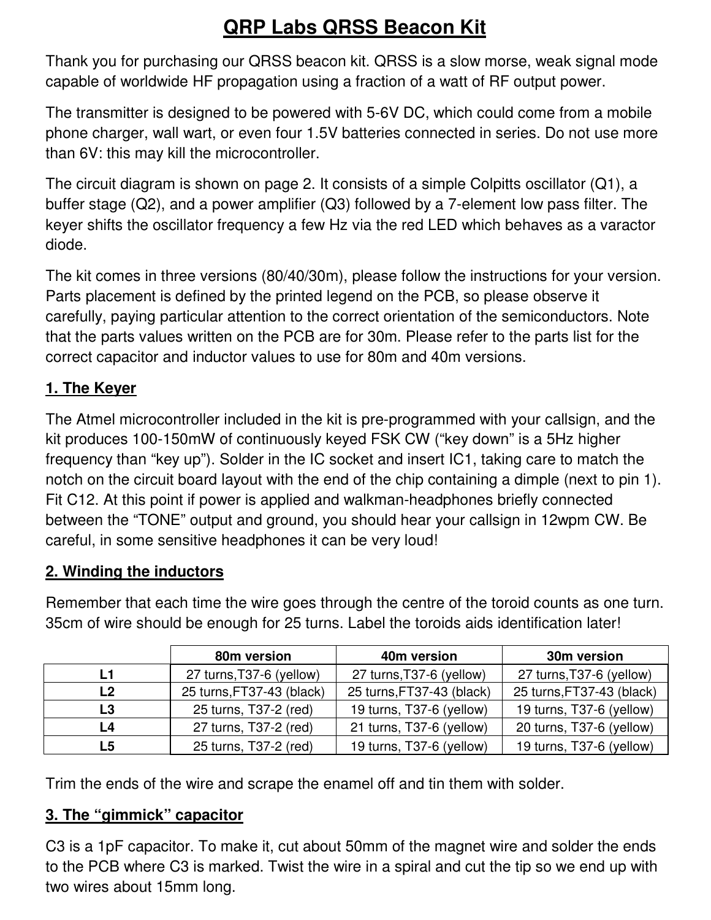# QRP Labs QRSS Beacon Kit

Thank you for purchasing our QRSS beacon kit. QRSS is a slow morse, weak signal mode capable of worldwide HF propagation using a fraction of a watt of RF output power.

The transmitter is designed to be powered with 5-6V DC, which could come from a mobile phone charger, wall wart, or even four 1.5V batteries connected in series. Do not use more than 6V: this may kill the microcontroller.

The circuit diagram is shown on page 2. It consists of a simple Colpitts oscillator (Q1), a buffer stage (Q2), and a power amplifier (Q3) followed by a 7-element low pass filter. The keyer shifts the oscillator frequency a few Hz via the red LED which behaves as a varactor diode.

The kit comes in three versions (80/40/30m), please follow the instructions for your version. Parts placement is defined by the printed legend on the PCB, so please observe it carefully, paying particular attention to the correct orientation of the semiconductors. Note that the parts values written on the PCB are for 30m. Please refer to the parts list for the correct capacitor and inductor values to use for 80m and 40m versions.

## 1. The Keyer

The Atmel microcontroller included in the kit is pre-programmed with your callsign, and the kit produces 100-150mW of continuously keyed FSK CW ("key down" is a 5Hz higher frequency than "key up"). Solder in the IC socket and insert IC1, taking care to match the notch on the circuit board layout with the end of the chip containing a dimple (next to pin 1). Fit C12. At this point if power is applied and walkman-headphones briefly connected between the "TONE" output and ground, you should hear your callsign in 12wpm CW. Be careful, in some sensitive headphones it can be very loud!

## 2. Winding the inductors

Remember that each time the wire goes through the centre of the toroid counts as one turn. 35cm of wire should be enough for 25 turns. Label the toroids aids identification later!

| | 80m version | 40m version | 30m version |
|---|---|---|---|
| L1 | 27 turns,T37-6 (yellow) | 27 turns,T37-6 (yellow) | 27 turns,T37-6 (yellow) |
| L2 | 25 turns,FT37-43 (black) | 25 turns,FT37-43 (black) | 25 turns,FT37-43 (black) |
| L3 | 25 turns, T37-2 (red) | 19 turns, T37-6 (yellow) | 19 turns, T37-6 (yellow) |
| L4 | 27 turns, T37-2 (red) | 21 turns, T37-6 (yellow) | 20 turns, T37-6 (yellow) |
| L5 | 25 turns, T37-2 (red) | 19 turns, T37-6 (yellow) | 19 turns, T37-6 (yellow) |

Trim the ends of the wire and scrape the enamel off and tin them with solder.

## 3. The "gimmick" capacitor

C3 is a 1pF capacitor. To make it, cut about 50mm of the magnet wire and solder the ends to the PCB where C3 is marked. Twist the wire in a spiral and cut the tip so we end up with two wires about 15mm long.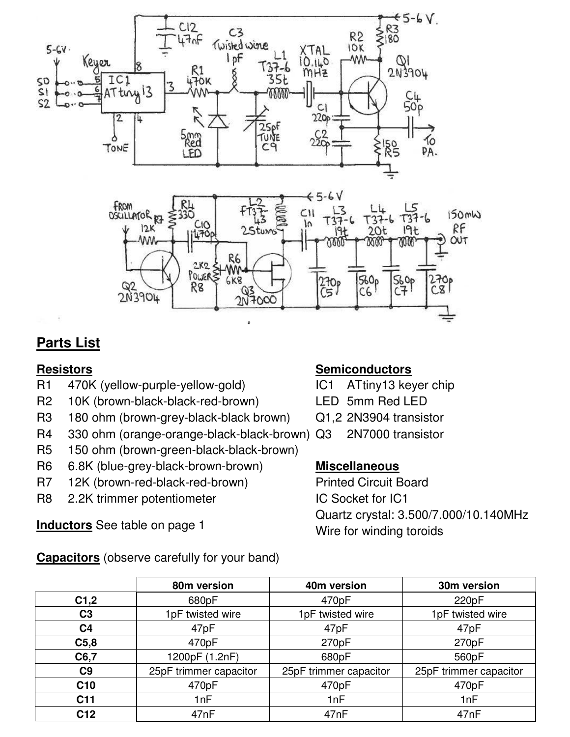## Parts List

### Resistors

R1 470K (yellow-purple-yellow-gold)
R2 10K (brown-black-black-red-brown)
R3 180 ohm (brown-grey-black-black brown)
R4 330 ohm (orange-orange-black-black-brown)
R5 150 ohm (brown-green-black-black-brown)
R6 6.8K (blue-grey-black-brown-brown)
R7 12K (brown-red-black-red-brown)
R8 2.2K trimmer potentiometer

**Inductors** See table on page 1

### Semiconductors

IC1 ATtiny13 keyer chip
LED 5mm Red LED
Q1,2 2N3904 transistor
Q3 2N7000 transistor

### Miscellaneous

Printed Circuit Board
IC Socket for IC1
Quartz crystal: 3.500/7.000/10.140MHz
Wire for winding toroids

**Capacitors** (observe carefully for your band)

| | 80m version | 40m version | 30m version |
|---|---|---|---|
| **C1,2** | 680pF | 470pF | 220pF |
| **C3** | 1pF twisted wire | 1pF twisted wire | 1pF twisted wire |
| **C4** | 47pF | 47pF | 47pF |
| **C5,8** | 470pF | 270pF | 270pF |
| **C6,7** | 1200pF (1.2nF) | 680pF | 560pF |
| **C9** | 25pF trimmer capacitor | 25pF trimmer capacitor | 25pF trimmer capacitor |
| **C10** | 470pF | 470pF | 470pF |
| **C11** | 1nF | 1nF | 1nF |
| **C12** | 47nF | 47nF | 47nF |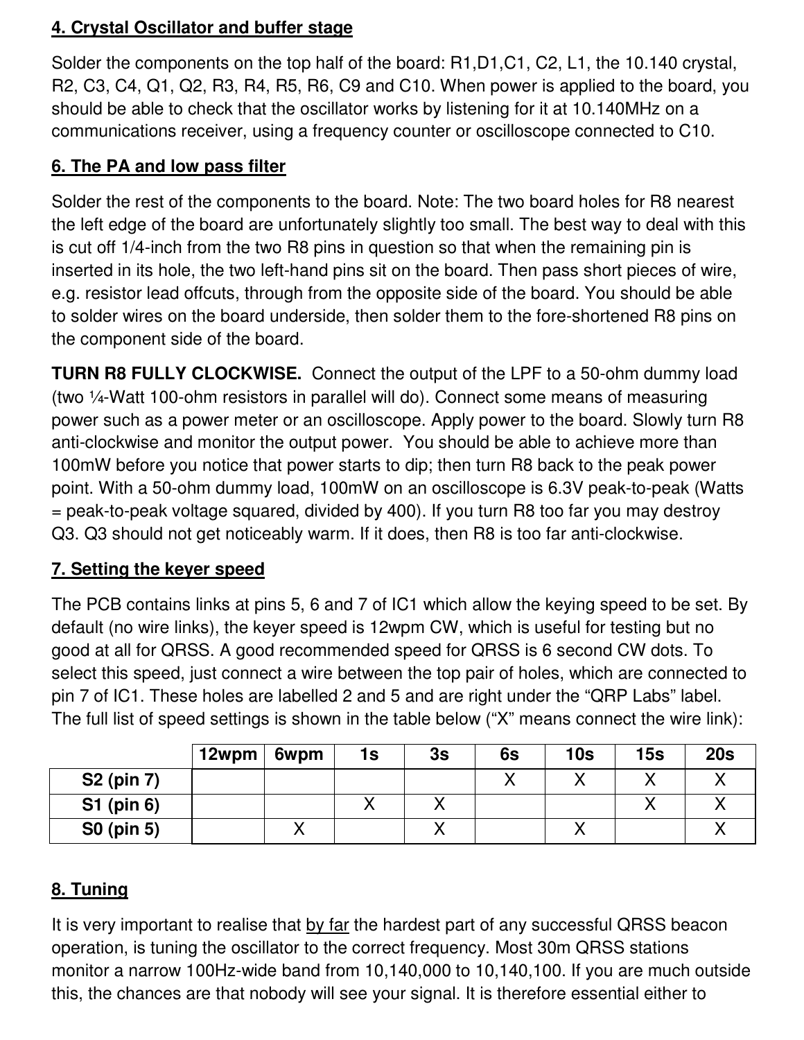## 4. Crystal Oscillator and buffer stage

Solder the components on the top half of the board: R1,D1,C1, C2, L1, the 10.140 crystal, R2, C3, C4, Q1, Q2, R3, R4, R5, R6, C9 and C10. When power is applied to the board, you should be able to check that the oscillator works by listening for it at 10.140MHz on a communications receiver, using a frequency counter or oscilloscope connected to C10.

## 6. The PA and low pass filter

Solder the rest of the components to the board. Note: The two board holes for R8 nearest the left edge of the board are unfortunately slightly too small. The best way to deal with this is cut off 1/4-inch from the two R8 pins in question so that when the remaining pin is inserted in its hole, the two left-hand pins sit on the board. Then pass short pieces of wire, e.g. resistor lead offcuts, through from the opposite side of the board. You should be able to solder wires on the board underside, then solder them to the fore-shortened R8 pins on the component side of the board.

**TURN R8 FULLY CLOCKWISE.** Connect the output of the LPF to a 50-ohm dummy load (two ¼-Watt 100-ohm resistors in parallel will do). Connect some means of measuring power such as a power meter or an oscilloscope. Apply power to the board. Slowly turn R8 anti-clockwise and monitor the output power. You should be able to achieve more than 100mW before you notice that power starts to dip; then turn R8 back to the peak power point. With a 50-ohm dummy load, 100mW on an oscilloscope is 6.3V peak-to-peak (Watts = peak-to-peak voltage squared, divided by 400). If you turn R8 too far you may destroy Q3. Q3 should not get noticeably warm. If it does, then R8 is too far anti-clockwise.

## 7. Setting the keyer speed

The PCB contains links at pins 5, 6 and 7 of IC1 which allow the keying speed to be set. By default (no wire links), the keyer speed is 12wpm CW, which is useful for testing but no good at all for QRSS. A good recommended speed for QRSS is 6 second CW dots. To select this speed, just connect a wire between the top pair of holes, which are connected to pin 7 of IC1. These holes are labelled 2 and 5 and are right under the "QRP Labs" label. The full list of speed settings is shown in the table below ("X" means connect the wire link):

| | 12wpm | 6wpm | 1s | 3s | 6s | 10s | 15s | 20s |
|---|---|---|---|---|---|---|---|---|
| S2 (pin 7) | | | | | X | X | X | X |
| S1 (pin 6) | | | X | X | | | X | X |
| S0 (pin 5) | | X | | X | | X | | X |

## 8. Tuning

It is very important to realise that by far the hardest part of any successful QRSS beacon operation, is tuning the oscillator to the correct frequency. Most 30m QRSS stations monitor a narrow 100Hz-wide band from 10,140,000 to 10,140,100. If you are much outside this, the chances are that nobody will see your signal. It is therefore essential either to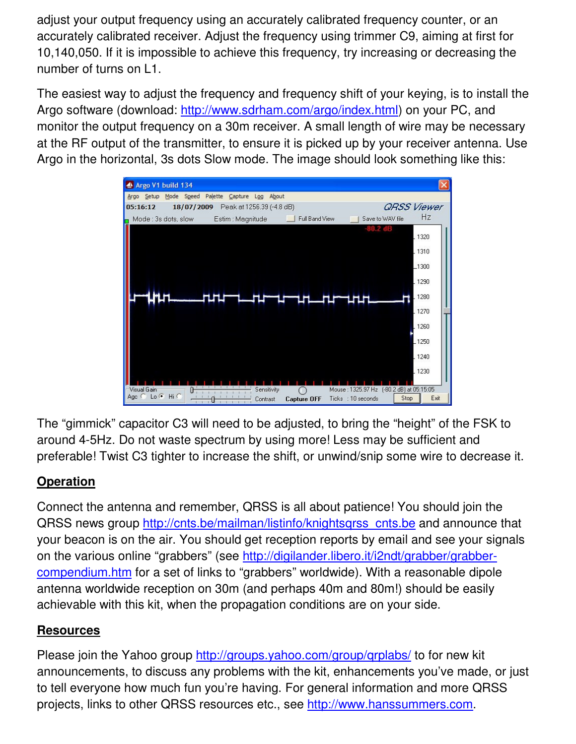adjust your output frequency using an accurately calibrated frequency counter, or an accurately calibrated receiver. Adjust the frequency using trimmer C9, aiming at first for 10,140,050. If it is impossible to achieve this frequency, try increasing or decreasing the number of turns on L1.

The easiest way to adjust the frequency and frequency shift of your keying, is to install the Argo software (download: http://www.sdrham.com/argo/index.html) on your PC, and monitor the output frequency on a 30m receiver. A small length of wire may be necessary at the RF output of the transmitter, to ensure it is picked up by your receiver antenna. Use Argo in the horizontal, 3s dots Slow mode. The image should look something like this:

The "gimmick" capacitor C3 will need to be adjusted, to bring the "height" of the FSK to around 4-5Hz. Do not waste spectrum by using more! Less may be sufficient and preferable! Twist C3 tighter to increase the shift, or unwind/snip some wire to decrease it.

## Operation

Connect the antenna and remember, QRSS is all about patience! You should join the QRSS news group http://cnts.be/mailman/listinfo/knightsqrss_cnts.be and announce that your beacon is on the air. You should get reception reports by email and see your signals on the various online "grabbers" (see http://digilander.libero.it/i2ndt/grabber/grabber-compendium.htm for a set of links to "grabbers" worldwide). With a reasonable dipole antenna worldwide reception on 30m (and perhaps 40m and 80m!) should be easily achievable with this kit, when the propagation conditions are on your side.

## Resources

Please join the Yahoo group http://groups.yahoo.com/group/qrplabs/ to for new kit announcements, to discuss any problems with the kit, enhancements you've made, or just to tell everyone how much fun you're having. For general information and more QRSS projects, links to other QRSS resources etc., see http://www.hanssummers.com.